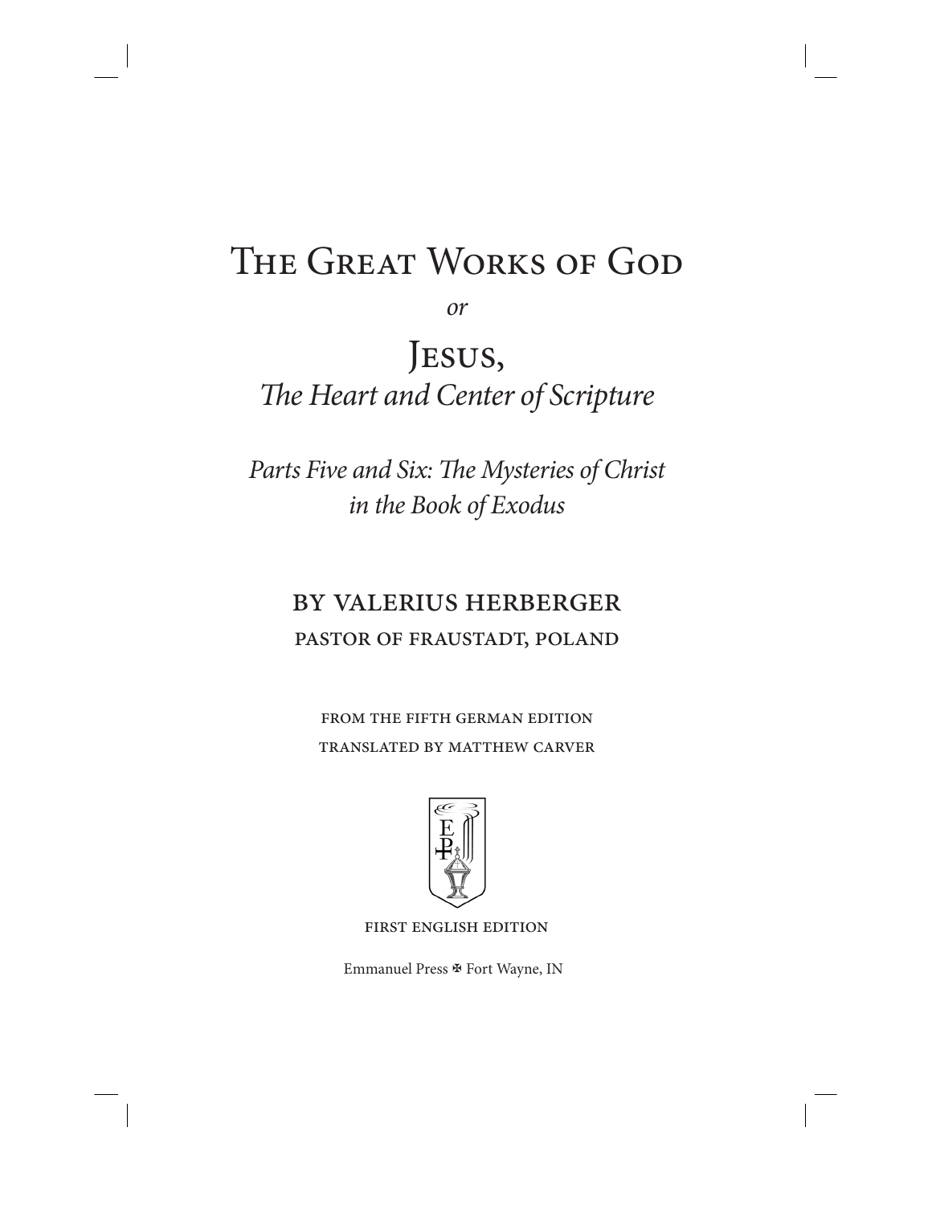# The Great Works of God

*or*

# Jesus,
## *The Heart and Center of Scripture*

*Parts Five and Six: The Mysteries of Christ in the Book of Exodus*

BY VALERIUS HERBERGER

PASTOR OF FRAUSTADT, POLAND

FROM THE FIFTH GERMAN EDITION

TRANSLATED BY MATTHEW CARVER

FIRST ENGLISH EDITION

Emmanuel Press ✠ Fort Wayne, IN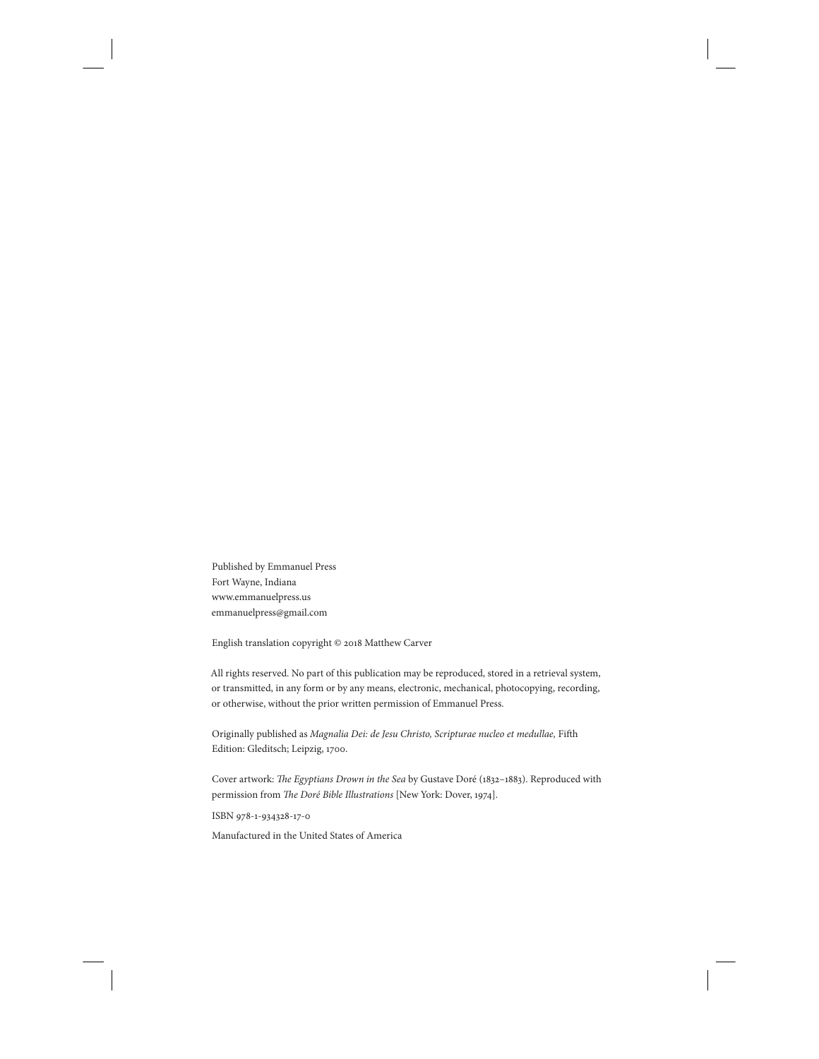Published by Emmanuel Press
Fort Wayne, Indiana
www.emmanuelpress.us
emmanuelpress@gmail.com

English translation copyright © 2018 Matthew Carver

All rights reserved. No part of this publication may be reproduced, stored in a retrieval system, or transmitted, in any form or by any means, electronic, mechanical, photocopying, recording, or otherwise, without the prior written permission of Emmanuel Press.

Originally published as *Magnalia Dei: de Jesu Christo, Scripturae nucleo et medullae,* Fifth Edition: Gleditsch; Leipzig, 1700.

Cover artwork: *The Egyptians Drown in the Sea* by Gustave Doré (1832–1883). Reproduced with permission from *The Doré Bible Illustrations* [New York: Dover, 1974].

ISBN 978-1-934328-17-0

Manufactured in the United States of America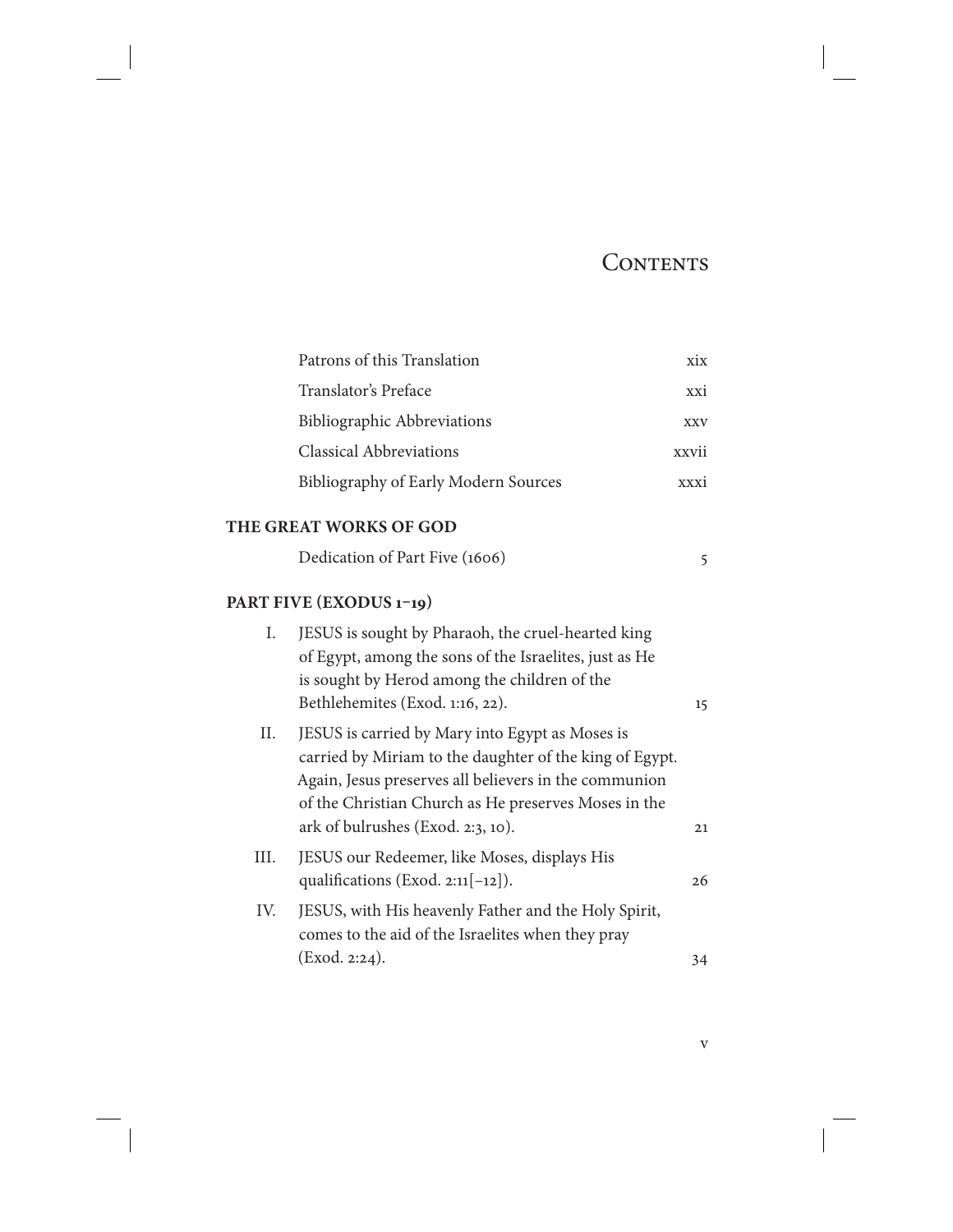# Contents

| | | |
|---|---|---|
| | Patrons of this Translation | xix |
| | Translator's Preface | xxi |
| | Bibliographic Abbreviations | xxv |
| | Classical Abbreviations | xxvii |
| | Bibliography of Early Modern Sources | xxxi |

**THE GREAT WORKS OF GOD**

| | | |
|---|---|---|
| | Dedication of Part Five (1606) | 5 |

**PART FIVE (EXODUS 1–19)**

| | | |
|---|---|---|
| I. | JESUS is sought by Pharaoh, the cruel-hearted king of Egypt, among the sons of the Israelites, just as He is sought by Herod among the children of the Bethlehemites (Exod. 1:16, 22). | 15 |
| II. | JESUS is carried by Mary into Egypt as Moses is carried by Miriam to the daughter of the king of Egypt. Again, Jesus preserves all believers in the communion of the Christian Church as He preserves Moses in the ark of bulrushes (Exod. 2:3, 10). | 21 |
| III. | JESUS our Redeemer, like Moses, displays His qualifications (Exod. 2:11[–12]). | 26 |
| IV. | JESUS, with His heavenly Father and the Holy Spirit, comes to the aid of the Israelites when they pray (Exod. 2:24). | 34 |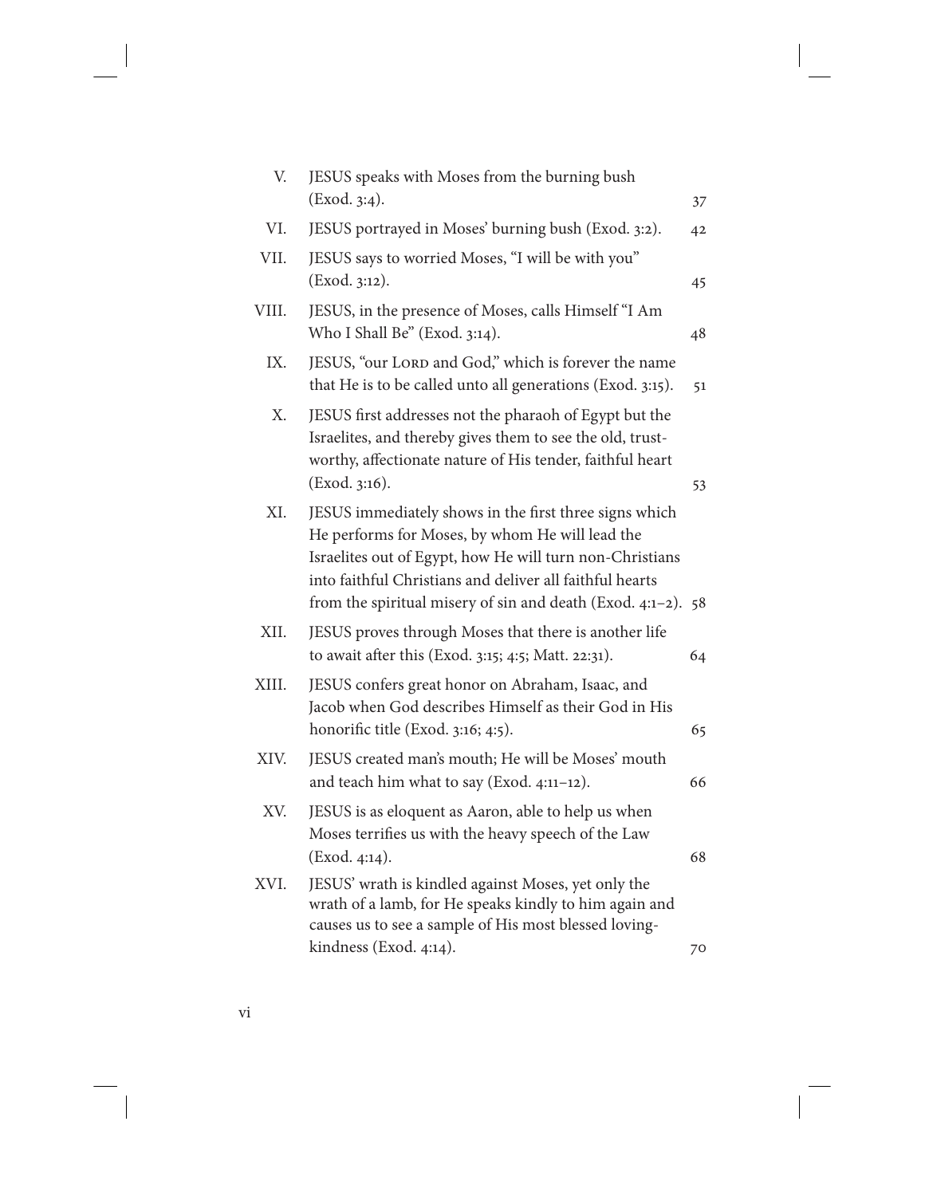| | | |
|---|---|---|
| V. | JESUS speaks with Moses from the burning bush (Exod. 3:4). | 37 |
| VI. | JESUS portrayed in Moses' burning bush (Exod. 3:2). | 42 |
| VII. | JESUS says to worried Moses, "I will be with you" (Exod. 3:12). | 45 |
| VIII. | JESUS, in the presence of Moses, calls Himself "I Am Who I Shall Be" (Exod. 3:14). | 48 |
| IX. | JESUS, "our LORD and God," which is forever the name that He is to be called unto all generations (Exod. 3:15). | 51 |
| X. | JESUS first addresses not the pharaoh of Egypt but the Israelites, and thereby gives them to see the old, trustworthy, affectionate nature of His tender, faithful heart (Exod. 3:16). | 53 |
| XI. | JESUS immediately shows in the first three signs which He performs for Moses, by whom He will lead the Israelites out of Egypt, how He will turn non-Christians into faithful Christians and deliver all faithful hearts from the spiritual misery of sin and death (Exod. 4:1–2). | 58 |
| XII. | JESUS proves through Moses that there is another life to await after this (Exod. 3:15; 4:5; Matt. 22:31). | 64 |
| XIII. | JESUS confers great honor on Abraham, Isaac, and Jacob when God describes Himself as their God in His honorific title (Exod. 3:16; 4:5). | 65 |
| XIV. | JESUS created man's mouth; He will be Moses' mouth and teach him what to say (Exod. 4:11–12). | 66 |
| XV. | JESUS is as eloquent as Aaron, able to help us when Moses terrifies us with the heavy speech of the Law (Exod. 4:14). | 68 |
| XVI. | JESUS' wrath is kindled against Moses, yet only the wrath of a lamb, for He speaks kindly to him again and causes us to see a sample of His most blessed loving-kindness (Exod. 4:14). | 70 |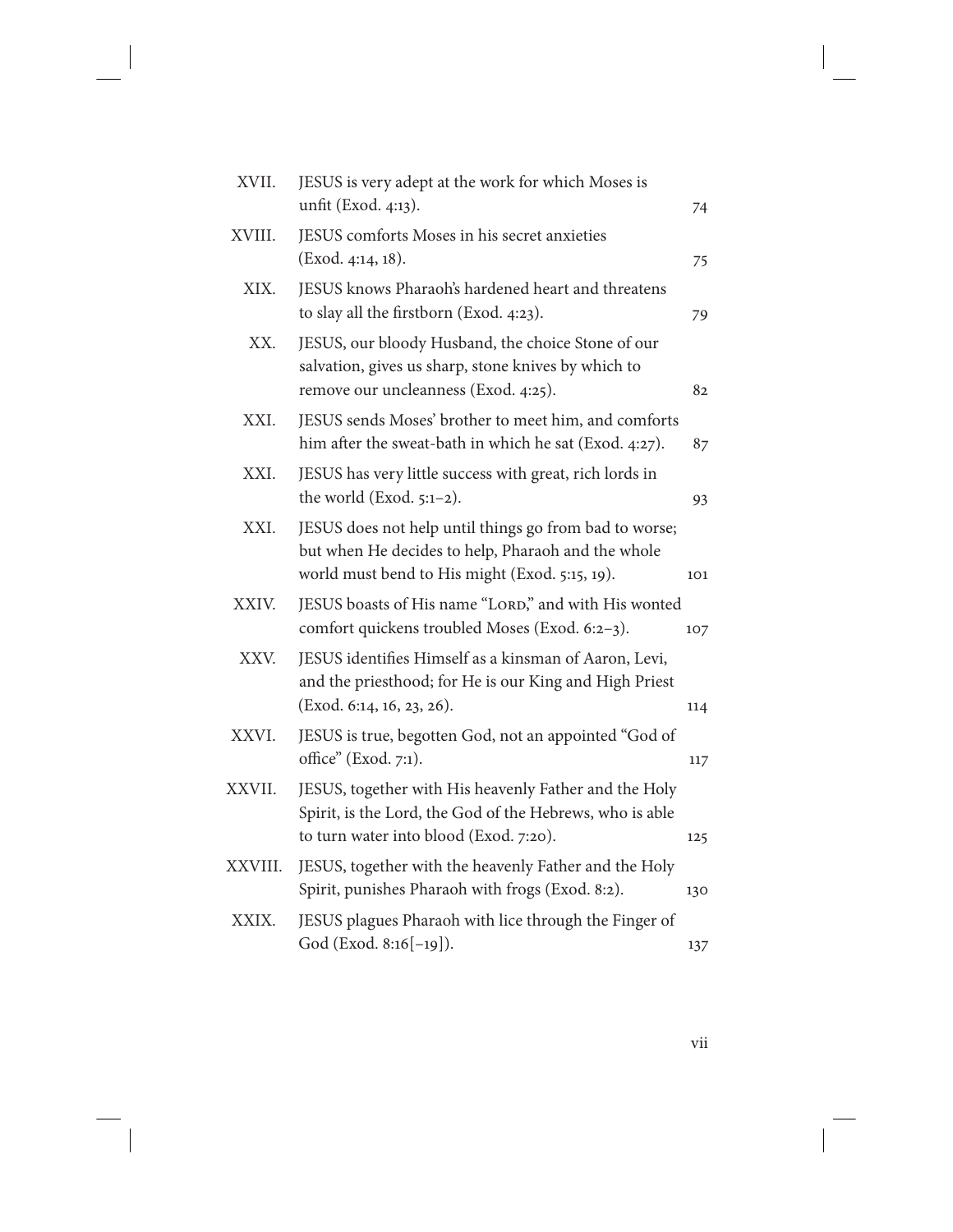| | | |
|---|---|---|
| XVII. | JESUS is very adept at the work for which Moses is unfit (Exod. 4:13). | 74 |
| XVIII. | JESUS comforts Moses in his secret anxieties (Exod. 4:14, 18). | 75 |
| XIX. | JESUS knows Pharaoh's hardened heart and threatens to slay all the firstborn (Exod. 4:23). | 79 |
| XX. | JESUS, our bloody Husband, the choice Stone of our salvation, gives us sharp, stone knives by which to remove our uncleanness (Exod. 4:25). | 82 |
| XXI. | JESUS sends Moses' brother to meet him, and comforts him after the sweat-bath in which he sat (Exod. 4:27). | 87 |
| XXI. | JESUS has very little success with great, rich lords in the world (Exod. 5:1–2). | 93 |
| XXI. | JESUS does not help until things go from bad to worse; but when He decides to help, Pharaoh and the whole world must bend to His might (Exod. 5:15, 19). | 101 |
| XXIV. | JESUS boasts of His name "LORD," and with His wonted comfort quickens troubled Moses (Exod. 6:2–3). | 107 |
| XXV. | JESUS identifies Himself as a kinsman of Aaron, Levi, and the priesthood; for He is our King and High Priest (Exod. 6:14, 16, 23, 26). | 114 |
| XXVI. | JESUS is true, begotten God, not an appointed "God of office" (Exod. 7:1). | 117 |
| XXVII. | JESUS, together with His heavenly Father and the Holy Spirit, is the Lord, the God of the Hebrews, who is able to turn water into blood (Exod. 7:20). | 125 |
| XXVIII. | JESUS, together with the heavenly Father and the Holy Spirit, punishes Pharaoh with frogs (Exod. 8:2). | 130 |
| XXIX. | JESUS plagues Pharaoh with lice through the Finger of God (Exod. 8:16[–19]). | 137 |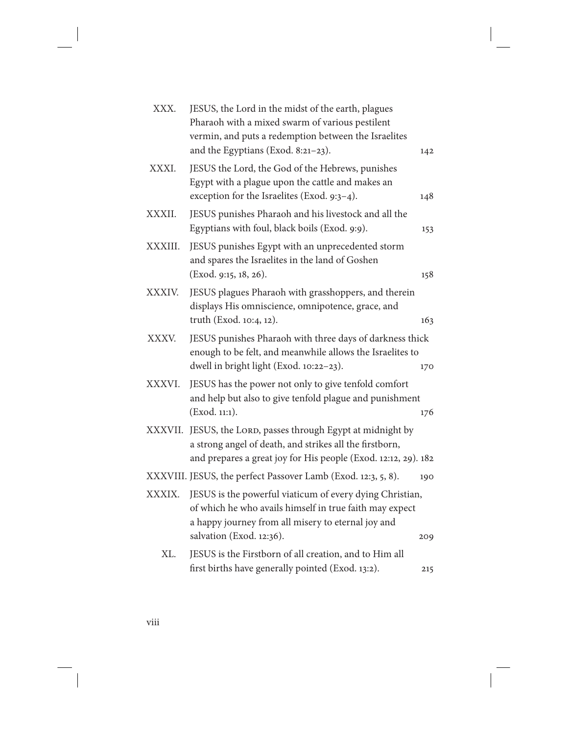| | | |
|---|---|---|
| XXX. | JESUS, the Lord in the midst of the earth, plagues Pharaoh with a mixed swarm of various pestilent vermin, and puts a redemption between the Israelites and the Egyptians (Exod. 8:21–23). | 142 |
| XXXI. | JESUS the Lord, the God of the Hebrews, punishes Egypt with a plague upon the cattle and makes an exception for the Israelites (Exod. 9:3–4). | 148 |
| XXXII. | JESUS punishes Pharaoh and his livestock and all the Egyptians with foul, black boils (Exod. 9:9). | 153 |
| XXXIII. | JESUS punishes Egypt with an unprecedented storm and spares the Israelites in the land of Goshen (Exod. 9:15, 18, 26). | 158 |
| XXXIV. | JESUS plagues Pharaoh with grasshoppers, and therein displays His omniscience, omnipotence, grace, and truth (Exod. 10:4, 12). | 163 |
| XXXV. | JESUS punishes Pharaoh with three days of darkness thick enough to be felt, and meanwhile allows the Israelites to dwell in bright light (Exod. 10:22–23). | 170 |
| XXXVI. | JESUS has the power not only to give tenfold comfort and help but also to give tenfold plague and punishment (Exod. 11:1). | 176 |
| XXXVII. | JESUS, the LORD, passes through Egypt at midnight by a strong angel of death, and strikes all the firstborn, and prepares a great joy for His people (Exod. 12:12, 29). | 182 |
| XXXVIII. | JESUS, the perfect Passover Lamb (Exod. 12:3, 5, 8). | 190 |
| XXXIX. | JESUS is the powerful viaticum of every dying Christian, of which he who avails himself in true faith may expect a happy journey from all misery to eternal joy and salvation (Exod. 12:36). | 209 |
| XL. | JESUS is the Firstborn of all creation, and to Him all first births have generally pointed (Exod. 13:2). | 215 |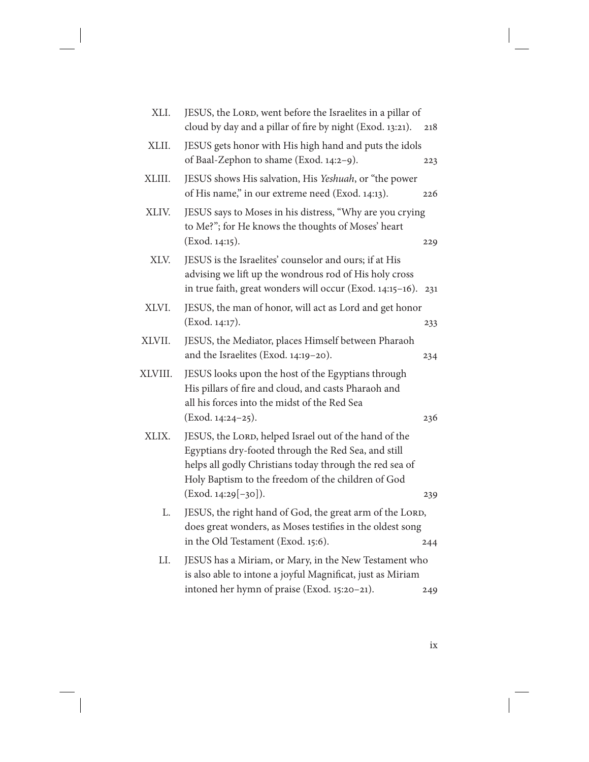| | | |
|---|---|---|
| XLI. | JESUS, the LORD, went before the Israelites in a pillar of cloud by day and a pillar of fire by night (Exod. 13:21). | 218 |
| XLII. | JESUS gets honor with His high hand and puts the idols of Baal-Zephon to shame (Exod. 14:2–9). | 223 |
| XLIII. | JESUS shows His salvation, His *Yeshuah*, or “the power of His name,” in our extreme need (Exod. 14:13). | 226 |
| XLIV. | JESUS says to Moses in his distress, “Why are you crying to Me?”; for He knows the thoughts of Moses’ heart (Exod. 14:15). | 229 |
| XLV. | JESUS is the Israelites’ counselor and ours; if at His advising we lift up the wondrous rod of His holy cross in true faith, great wonders will occur (Exod. 14:15–16). | 231 |
| XLVI. | JESUS, the man of honor, will act as Lord and get honor (Exod. 14:17). | 233 |
| XLVII. | JESUS, the Mediator, places Himself between Pharaoh and the Israelites (Exod. 14:19–20). | 234 |
| XLVIII. | JESUS looks upon the host of the Egyptians through His pillars of fire and cloud, and casts Pharaoh and all his forces into the midst of the Red Sea (Exod. 14:24–25). | 236 |
| XLIX. | JESUS, the LORD, helped Israel out of the hand of the Egyptians dry-footed through the Red Sea, and still helps all godly Christians today through the red sea of Holy Baptism to the freedom of the children of God (Exod. 14:29[–30]). | 239 |
| L. | JESUS, the right hand of God, the great arm of the LORD, does great wonders, as Moses testifies in the oldest song in the Old Testament (Exod. 15:6). | 244 |
| LI. | JESUS has a Miriam, or Mary, in the New Testament who is also able to intone a joyful Magnificat, just as Miriam intoned her hymn of praise (Exod. 15:20–21). | 249 |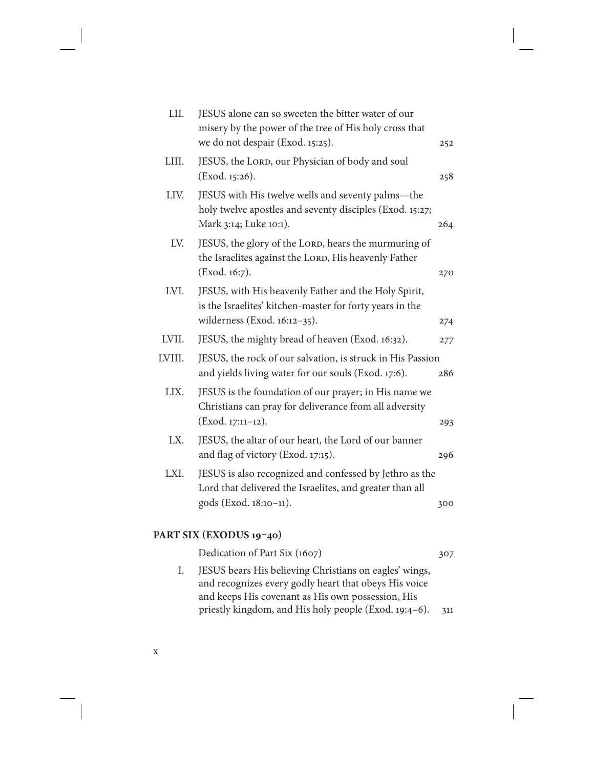| | | |
|---|---|---|
| LII. | JESUS alone can so sweeten the bitter water of our misery by the power of the tree of His holy cross that we do not despair (Exod. 15:25). | 252 |
| LIII. | JESUS, the LORD, our Physician of body and soul (Exod. 15:26). | 258 |
| LIV. | JESUS with His twelve wells and seventy palms—the holy twelve apostles and seventy disciples (Exod. 15:27; Mark 3:14; Luke 10:1). | 264 |
| LV. | JESUS, the glory of the LORD, hears the murmuring of the Israelites against the LORD, His heavenly Father (Exod. 16:7). | 270 |
| LVI. | JESUS, with His heavenly Father and the Holy Spirit, is the Israelites' kitchen-master for forty years in the wilderness (Exod. 16:12–35). | 274 |
| LVII. | JESUS, the mighty bread of heaven (Exod. 16:32). | 277 |
| LVIII. | JESUS, the rock of our salvation, is struck in His Passion and yields living water for our souls (Exod. 17:6). | 286 |
| LIX. | JESUS is the foundation of our prayer; in His name we Christians can pray for deliverance from all adversity (Exod. 17:11–12). | 293 |
| LX. | JESUS, the altar of our heart, the Lord of our banner and flag of victory (Exod. 17:15). | 296 |
| LXI. | JESUS is also recognized and confessed by Jethro as the Lord that delivered the Israelites, and greater than all gods (Exod. 18:10–11). | 300 |

## PART SIX (EXODUS 19–40)

| | | |
|---|---|---|
| | Dedication of Part Six (1607) | 307 |
| I. | JESUS bears His believing Christians on eagles' wings, and recognizes every godly heart that obeys His voice and keeps His covenant as His own possession, His priestly kingdom, and His holy people (Exod. 19:4–6). | 311 |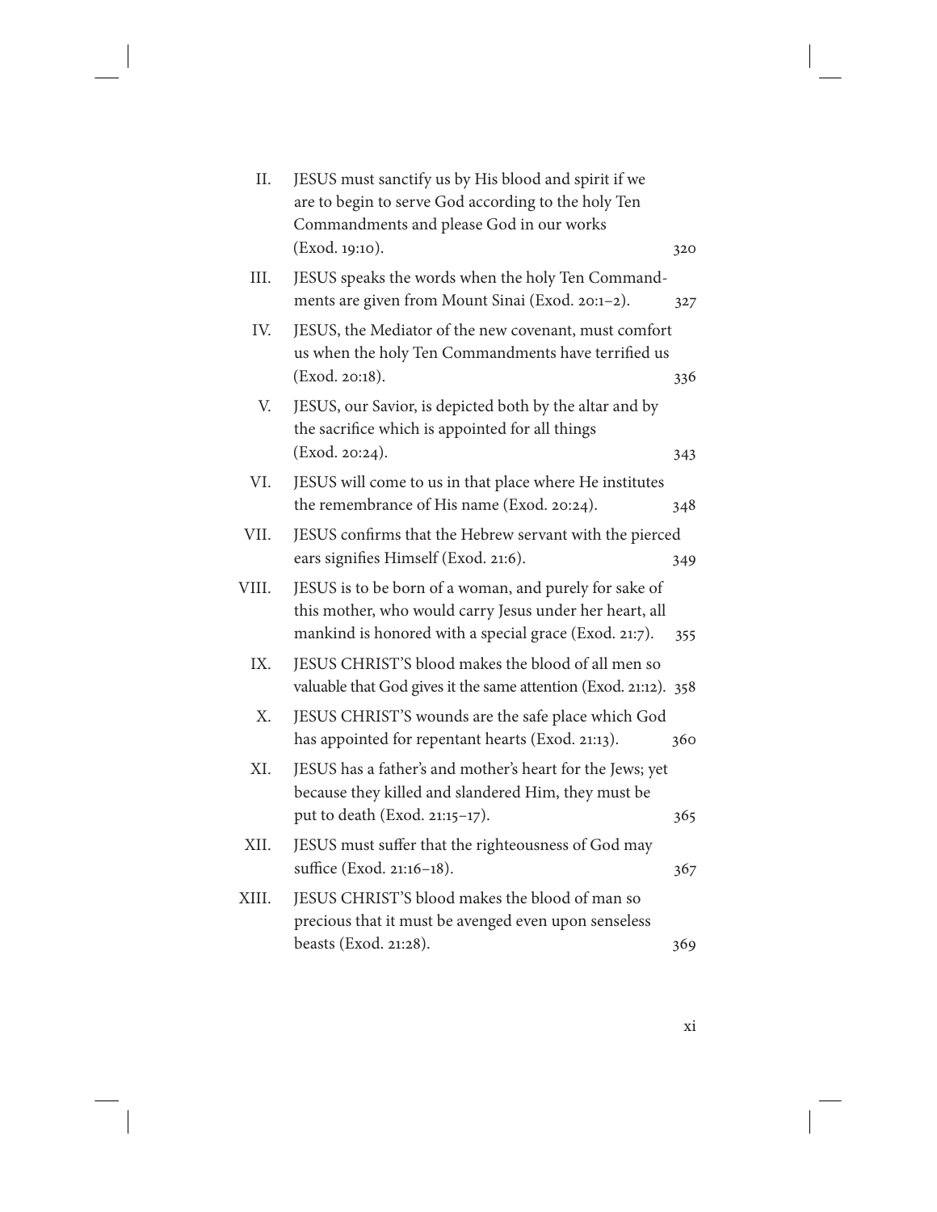| | | |
|---|---|---|
| II. | JESUS must sanctify us by His blood and spirit if we are to begin to serve God according to the holy Ten Commandments and please God in our works (Exod. 19:10). | 320 |
| III. | JESUS speaks the words when the holy Ten Commandments are given from Mount Sinai (Exod. 20:1–2). | 327 |
| IV. | JESUS, the Mediator of the new covenant, must comfort us when the holy Ten Commandments have terrified us (Exod. 20:18). | 336 |
| V. | JESUS, our Savior, is depicted both by the altar and by the sacrifice which is appointed for all things (Exod. 20:24). | 343 |
| VI. | JESUS will come to us in that place where He institutes the remembrance of His name (Exod. 20:24). | 348 |
| VII. | JESUS confirms that the Hebrew servant with the pierced ears signifies Himself (Exod. 21:6). | 349 |
| VIII. | JESUS is to be born of a woman, and purely for sake of this mother, who would carry Jesus under her heart, all mankind is honored with a special grace (Exod. 21:7). | 355 |
| IX. | JESUS CHRIST'S blood makes the blood of all men so valuable that God gives it the same attention (Exod. 21:12). | 358 |
| X. | JESUS CHRIST'S wounds are the safe place which God has appointed for repentant hearts (Exod. 21:13). | 360 |
| XI. | JESUS has a father's and mother's heart for the Jews; yet because they killed and slandered Him, they must be put to death (Exod. 21:15–17). | 365 |
| XII. | JESUS must suffer that the righteousness of God may suffice (Exod. 21:16–18). | 367 |
| XIII. | JESUS CHRIST'S blood makes the blood of man so precious that it must be avenged even upon senseless beasts (Exod. 21:28). | 369 |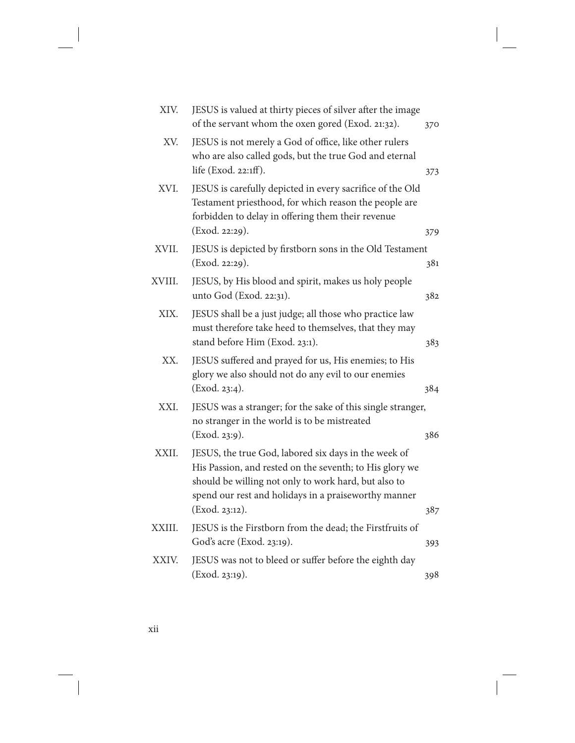| | | |
|---|---|---|
| XIV. | JESUS is valued at thirty pieces of silver after the image of the servant whom the oxen gored (Exod. 21:32). | 370 |
| XV. | JESUS is not merely a God of office, like other rulers who are also called gods, but the true God and eternal life (Exod. 22:1ff). | 373 |
| XVI. | JESUS is carefully depicted in every sacrifice of the Old Testament priesthood, for which reason the people are forbidden to delay in offering them their revenue (Exod. 22:29). | 379 |
| XVII. | JESUS is depicted by firstborn sons in the Old Testament (Exod. 22:29). | 381 |
| XVIII. | JESUS, by His blood and spirit, makes us holy people unto God (Exod. 22:31). | 382 |
| XIX. | JESUS shall be a just judge; all those who practice law must therefore take heed to themselves, that they may stand before Him (Exod. 23:1). | 383 |
| XX. | JESUS suffered and prayed for us, His enemies; to His glory we also should not do any evil to our enemies (Exod. 23:4). | 384 |
| XXI. | JESUS was a stranger; for the sake of this single stranger, no stranger in the world is to be mistreated (Exod. 23:9). | 386 |
| XXII. | JESUS, the true God, labored six days in the week of His Passion, and rested on the seventh; to His glory we should be willing not only to work hard, but also to spend our rest and holidays in a praiseworthy manner (Exod. 23:12). | 387 |
| XXIII. | JESUS is the Firstborn from the dead; the Firstfruits of God's acre (Exod. 23:19). | 393 |
| XXIV. | JESUS was not to bleed or suffer before the eighth day (Exod. 23:19). | 398 |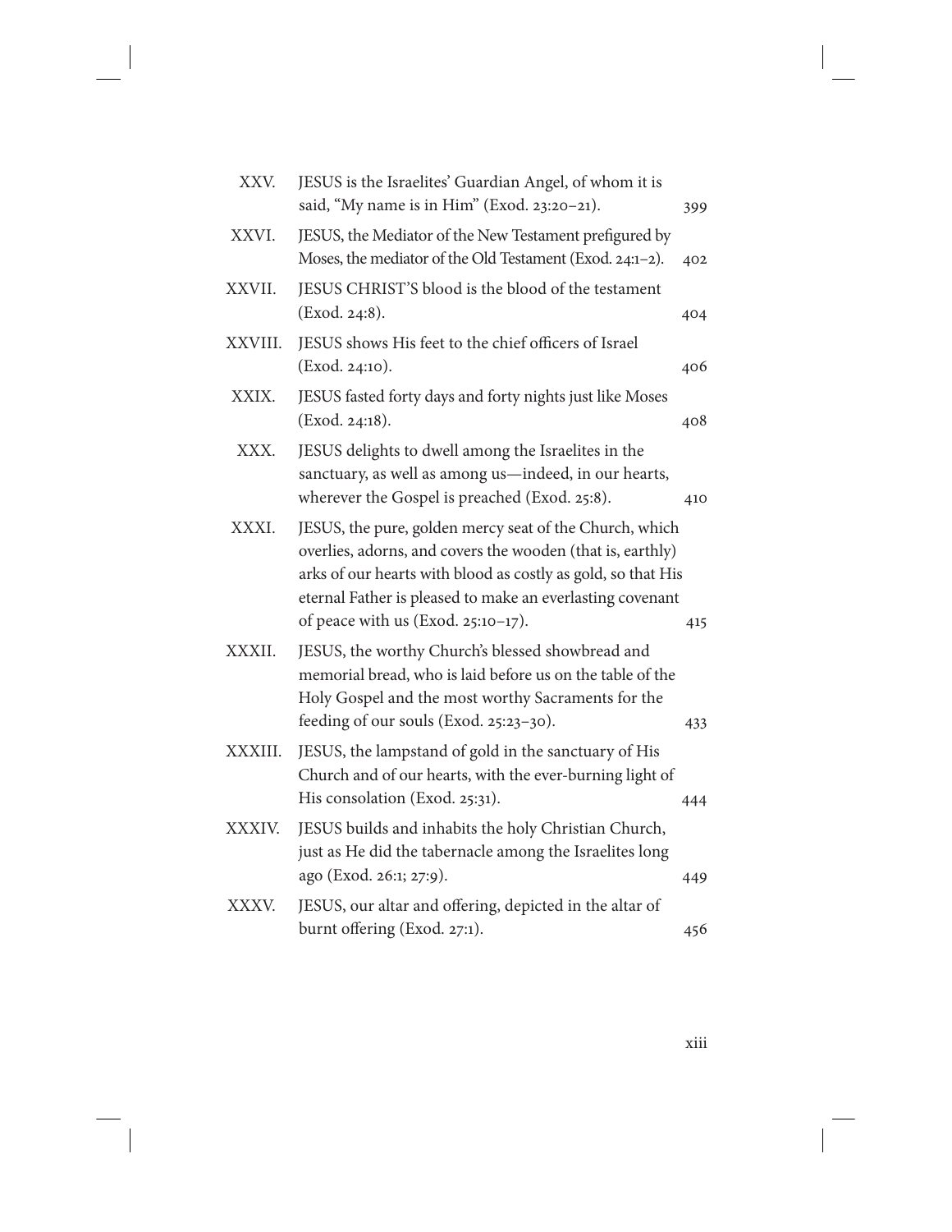| | | |
|---|---|---|
| XXV. | JESUS is the Israelites' Guardian Angel, of whom it is said, "My name is in Him" (Exod. 23:20–21). | 399 |
| XXVI. | JESUS, the Mediator of the New Testament prefigured by Moses, the mediator of the Old Testament (Exod. 24:1–2). | 402 |
| XXVII. | JESUS CHRIST'S blood is the blood of the testament (Exod. 24:8). | 404 |
| XXVIII. | JESUS shows His feet to the chief officers of Israel (Exod. 24:10). | 406 |
| XXIX. | JESUS fasted forty days and forty nights just like Moses (Exod. 24:18). | 408 |
| XXX. | JESUS delights to dwell among the Israelites in the sanctuary, as well as among us—indeed, in our hearts, wherever the Gospel is preached (Exod. 25:8). | 410 |
| XXXI. | JESUS, the pure, golden mercy seat of the Church, which overlies, adorns, and covers the wooden (that is, earthly) arks of our hearts with blood as costly as gold, so that His eternal Father is pleased to make an everlasting covenant of peace with us (Exod. 25:10–17). | 415 |
| XXXII. | JESUS, the worthy Church's blessed showbread and memorial bread, who is laid before us on the table of the Holy Gospel and the most worthy Sacraments for the feeding of our souls (Exod. 25:23–30). | 433 |
| XXXIII. | JESUS, the lampstand of gold in the sanctuary of His Church and of our hearts, with the ever-burning light of His consolation (Exod. 25:31). | 444 |
| XXXIV. | JESUS builds and inhabits the holy Christian Church, just as He did the tabernacle among the Israelites long ago (Exod. 26:1; 27:9). | 449 |
| XXXV. | JESUS, our altar and offering, depicted in the altar of burnt offering (Exod. 27:1). | 456 |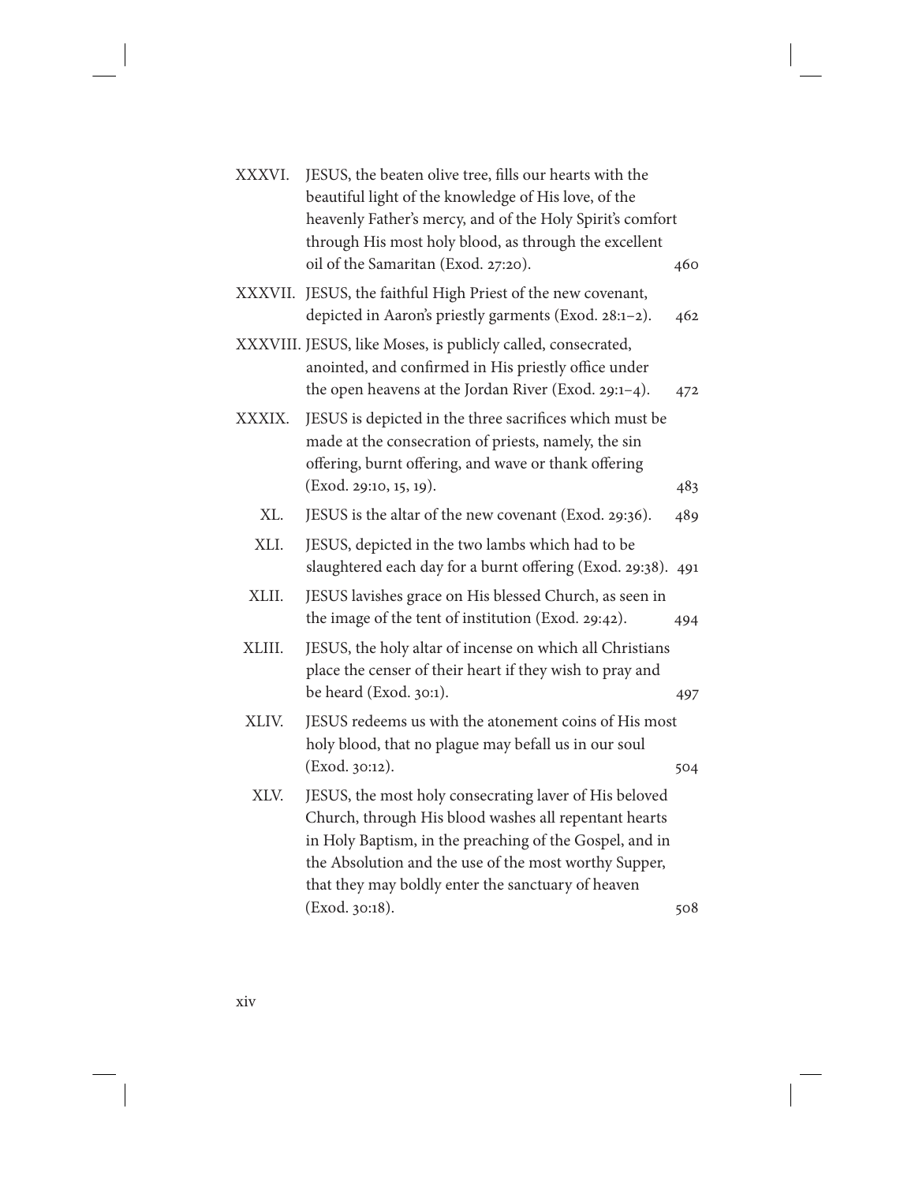| | | |
|---|---|---|
| XXXVI. | JESUS, the beaten olive tree, fills our hearts with the beautiful light of the knowledge of His love, of the heavenly Father's mercy, and of the Holy Spirit's comfort through His most holy blood, as through the excellent oil of the Samaritan (Exod. 27:20). | 460 |
| XXXVII. | JESUS, the faithful High Priest of the new covenant, depicted in Aaron's priestly garments (Exod. 28:1–2). | 462 |
| XXXVIII. | JESUS, like Moses, is publicly called, consecrated, anointed, and confirmed in His priestly office under the open heavens at the Jordan River (Exod. 29:1–4). | 472 |
| XXXIX. | JESUS is depicted in the three sacrifices which must be made at the consecration of priests, namely, the sin offering, burnt offering, and wave or thank offering (Exod. 29:10, 15, 19). | 483 |
| XL. | JESUS is the altar of the new covenant (Exod. 29:36). | 489 |
| XLI. | JESUS, depicted in the two lambs which had to be slaughtered each day for a burnt offering (Exod. 29:38). | 491 |
| XLII. | JESUS lavishes grace on His blessed Church, as seen in the image of the tent of institution (Exod. 29:42). | 494 |
| XLIII. | JESUS, the holy altar of incense on which all Christians place the censer of their heart if they wish to pray and be heard (Exod. 30:1). | 497 |
| XLIV. | JESUS redeems us with the atonement coins of His most holy blood, that no plague may befall us in our soul (Exod. 30:12). | 504 |
| XLV. | JESUS, the most holy consecrating laver of His beloved Church, through His blood washes all repentant hearts in Holy Baptism, in the preaching of the Gospel, and in the Absolution and the use of the most worthy Supper, that they may boldly enter the sanctuary of heaven (Exod. 30:18). | 508 |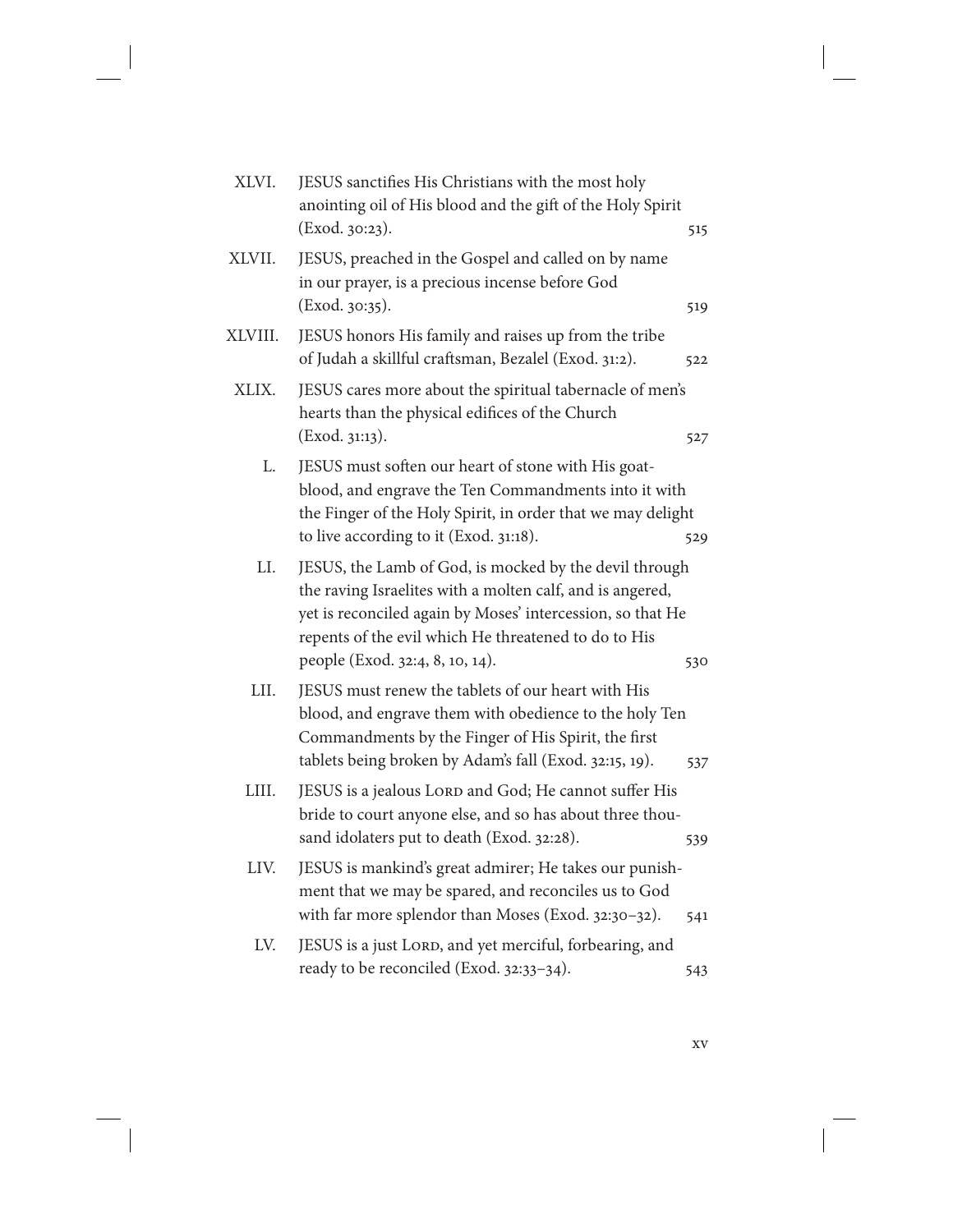| | | |
|---|---|---|
| XLVI. | JESUS sanctifies His Christians with the most holy anointing oil of His blood and the gift of the Holy Spirit (Exod. 30:23). | 515 |
| XLVII. | JESUS, preached in the Gospel and called on by name in our prayer, is a precious incense before God (Exod. 30:35). | 519 |
| XLVIII. | JESUS honors His family and raises up from the tribe of Judah a skillful craftsman, Bezalel (Exod. 31:2). | 522 |
| XLIX. | JESUS cares more about the spiritual tabernacle of men's hearts than the physical edifices of the Church (Exod. 31:13). | 527 |
| L. | JESUS must soften our heart of stone with His goat-blood, and engrave the Ten Commandments into it with the Finger of the Holy Spirit, in order that we may delight to live according to it (Exod. 31:18). | 529 |
| LI. | JESUS, the Lamb of God, is mocked by the devil through the raving Israelites with a molten calf, and is angered, yet is reconciled again by Moses' intercession, so that He repents of the evil which He threatened to do to His people (Exod. 32:4, 8, 10, 14). | 530 |
| LII. | JESUS must renew the tablets of our heart with His blood, and engrave them with obedience to the holy Ten Commandments by the Finger of His Spirit, the first tablets being broken by Adam's fall (Exod. 32:15, 19). | 537 |
| LIII. | JESUS is a jealous LORD and God; He cannot suffer His bride to court anyone else, and so has about three thousand idolaters put to death (Exod. 32:28). | 539 |
| LIV. | JESUS is mankind's great admirer; He takes our punishment that we may be spared, and reconciles us to God with far more splendor than Moses (Exod. 32:30–32). | 541 |
| LV. | JESUS is a just LORD, and yet merciful, forbearing, and ready to be reconciled (Exod. 32:33–34). | 543 |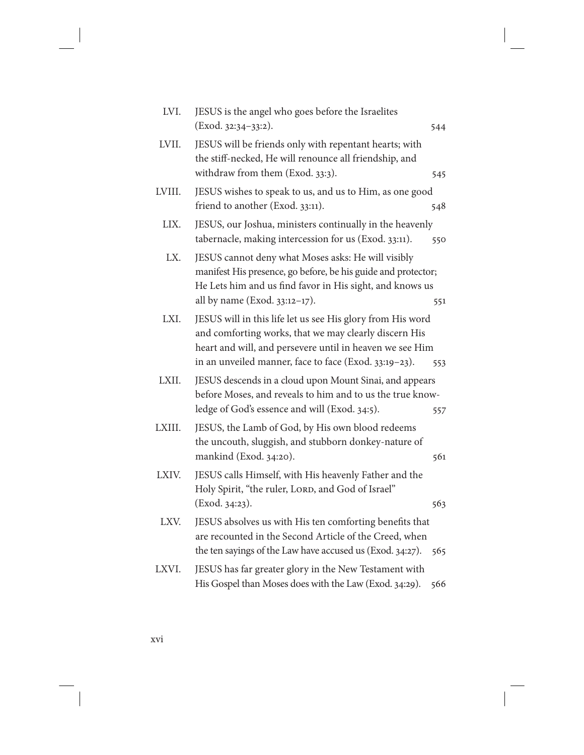| | | |
|---|---|---|
| LVI. | JESUS is the angel who goes before the Israelites (Exod. 32:34–33:2). | 544 |
| LVII. | JESUS will be friends only with repentant hearts; with the stiff-necked, He will renounce all friendship, and withdraw from them (Exod. 33:3). | 545 |
| LVIII. | JESUS wishes to speak to us, and us to Him, as one good friend to another (Exod. 33:11). | 548 |
| LIX. | JESUS, our Joshua, ministers continually in the heavenly tabernacle, making intercession for us (Exod. 33:11). | 550 |
| LX. | JESUS cannot deny what Moses asks: He will visibly manifest His presence, go before, be his guide and protector; He Lets him and us find favor in His sight, and knows us all by name (Exod. 33:12–17). | 551 |
| LXI. | JESUS will in this life let us see His glory from His word and comforting works, that we may clearly discern His heart and will, and persevere until in heaven we see Him in an unveiled manner, face to face (Exod. 33:19–23). | 553 |
| LXII. | JESUS descends in a cloud upon Mount Sinai, and appears before Moses, and reveals to him and to us the true knowledge of God's essence and will (Exod. 34:5). | 557 |
| LXIII. | JESUS, the Lamb of God, by His own blood redeems the uncouth, sluggish, and stubborn donkey-nature of mankind (Exod. 34:20). | 561 |
| LXIV. | JESUS calls Himself, with His heavenly Father and the Holy Spirit, "the ruler, LORD, and God of Israel" (Exod. 34:23). | 563 |
| LXV. | JESUS absolves us with His ten comforting benefits that are recounted in the Second Article of the Creed, when the ten sayings of the Law have accused us (Exod. 34:27). | 565 |
| LXVI. | JESUS has far greater glory in the New Testament with His Gospel than Moses does with the Law (Exod. 34:29). | 566 |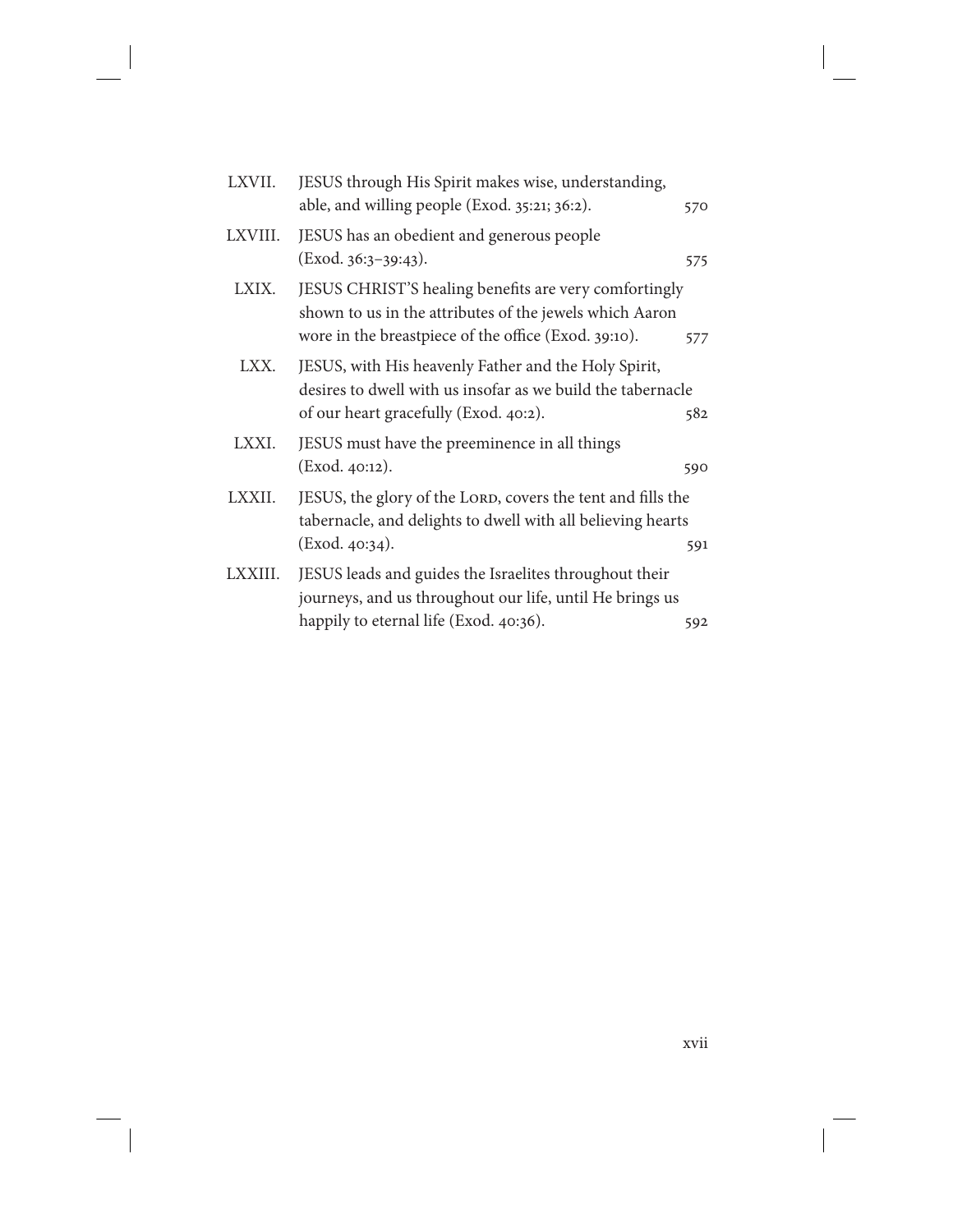| | | |
|---|---|---|
| LXVII. | JESUS through His Spirit makes wise, understanding, able, and willing people (Exod. 35:21; 36:2). | 570 |
| LXVIII. | JESUS has an obedient and generous people (Exod. 36:3–39:43). | 575 |
| LXIX. | JESUS CHRIST'S healing benefits are very comfortingly shown to us in the attributes of the jewels which Aaron wore in the breastpiece of the office (Exod. 39:10). | 577 |
| LXX. | JESUS, with His heavenly Father and the Holy Spirit, desires to dwell with us insofar as we build the tabernacle of our heart gracefully (Exod. 40:2). | 582 |
| LXXI. | JESUS must have the preeminence in all things (Exod. 40:12). | 590 |
| LXXII. | JESUS, the glory of the LORD, covers the tent and fills the tabernacle, and delights to dwell with all believing hearts (Exod. 40:34). | 591 |
| LXXIII. | JESUS leads and guides the Israelites throughout their journeys, and us throughout our life, until He brings us happily to eternal life (Exod. 40:36). | 592 |